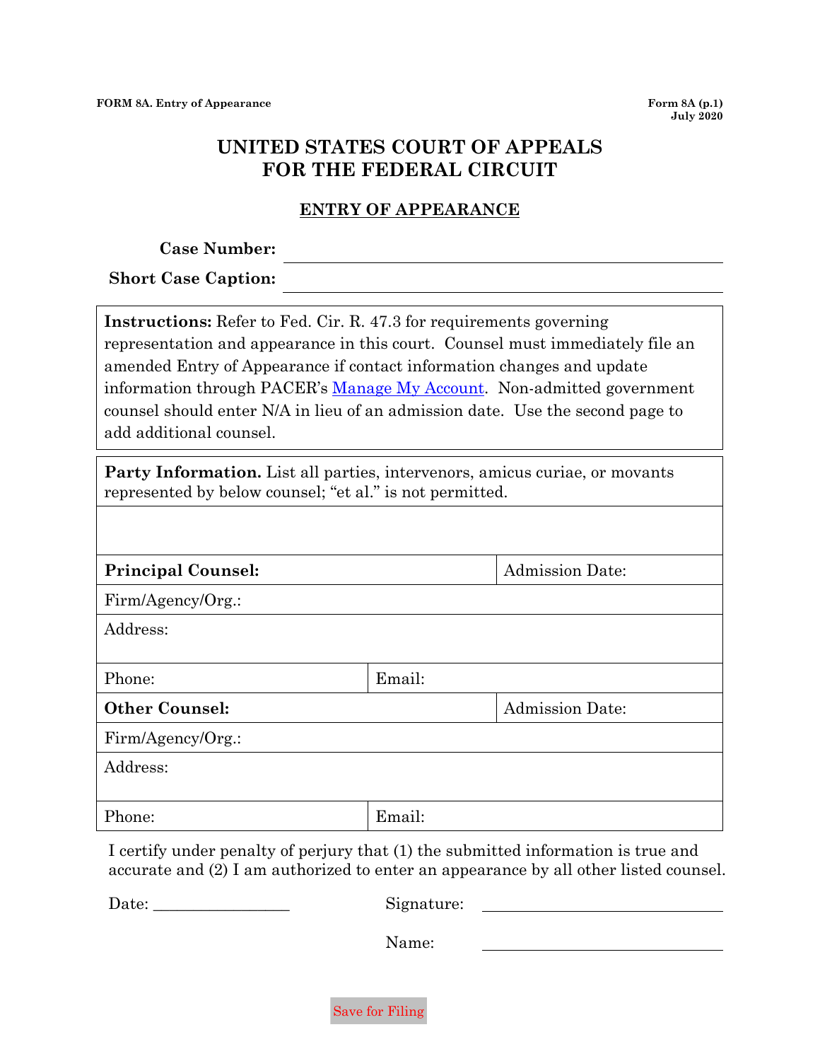FORM 8A. Entry of Appearance

Form 8A (p.1)
July 2020

# UNITED STATES COURT OF APPEALS FOR THE FEDERAL CIRCUIT

## ENTRY OF APPEARANCE

**Case Number:** ______________________

**Short Case Caption:** ______________________

**Instructions:** Refer to Fed. Cir. R. 47.3 for requirements governing representation and appearance in this court. Counsel must immediately file an amended Entry of Appearance if contact information changes and update information through PACER's Manage My Account. Non-admitted government counsel should enter N/A in lieu of an admission date. Use the second page to add additional counsel.

| **Party Information.** List all parties, intervenors, amicus curiae, or movants represented by below counsel; "et al." is not permitted. | | |
|---|---|---|
| | | |
| **Principal Counsel:** | | Admission Date: |
| Firm/Agency/Org.: | | |
| Address: | | |
| Phone: | Email: | |
| **Other Counsel:** | | Admission Date: |
| Firm/Agency/Org.: | | |
| Address: | | |
| Phone: | Email: | |

I certify under penalty of perjury that (1) the submitted information is true and accurate and (2) I am authorized to enter an appearance by all other listed counsel.

Date: ________________ Signature: ______________________

Name: ______________________

Save for Filing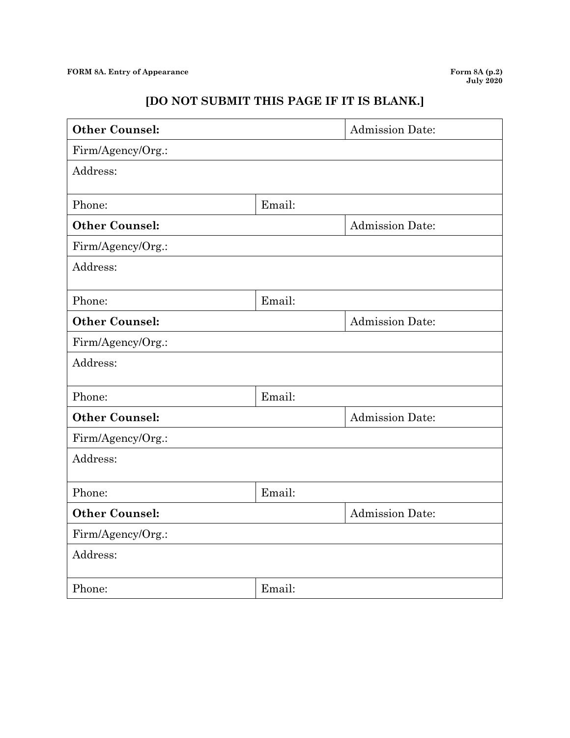# [DO NOT SUBMIT THIS PAGE IF IT IS BLANK.]

| | |
|---|---|
| **Other Counsel:** | Admission Date: |
| Firm/Agency/Org.: | |
| Address: | |
| Phone: | Email: |
| **Other Counsel:** | Admission Date: |
| Firm/Agency/Org.: | |
| Address: | |
| Phone: | Email: |
| **Other Counsel:** | Admission Date: |
| Firm/Agency/Org.: | |
| Address: | |
| Phone: | Email: |
| **Other Counsel:** | Admission Date: |
| Firm/Agency/Org.: | |
| Address: | |
| Phone: | Email: |
| **Other Counsel:** | Admission Date: |
| Firm/Agency/Org.: | |
| Address: | |
| Phone: | Email: |